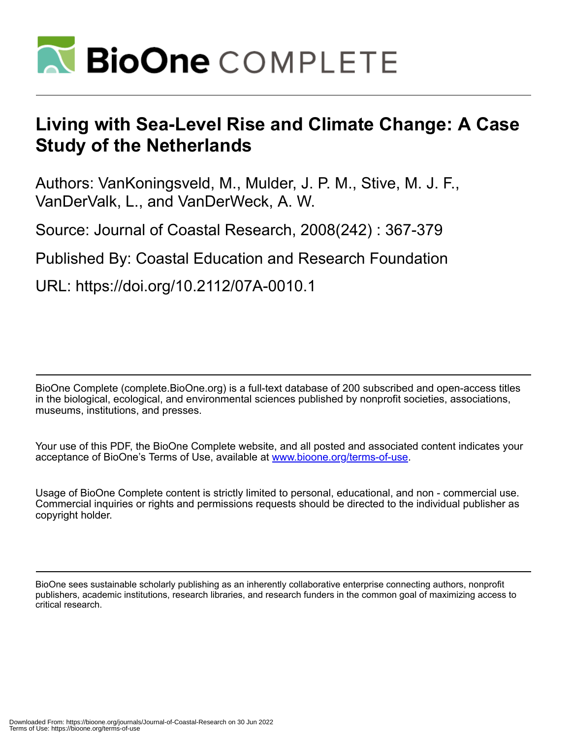# Living with Sea-Level Rise and Climate Change: A Case Study of the Netherlands

Authors: VanKoningsveld, M., Mulder, J. P. M., Stive, M. J. F., VanDerValk, L., and VanDerWeck, A. W.

Source: Journal of Coastal Research, 2008(242) : 367-379

Published By: Coastal Education and Research Foundation

URL: https://doi.org/10.2112/07A-0010.1

BioOne Complete (complete.BioOne.org) is a full-text database of 200 subscribed and open-access titles in the biological, ecological, and environmental sciences published by nonprofit societies, associations, museums, institutions, and presses.

Your use of this PDF, the BioOne Complete website, and all posted and associated content indicates your acceptance of BioOne's Terms of Use, available at www.bioone.org/terms-of-use.

Usage of BioOne Complete content is strictly limited to personal, educational, and non - commercial use. Commercial inquiries or rights and permissions requests should be directed to the individual publisher as copyright holder.

BioOne sees sustainable scholarly publishing as an inherently collaborative enterprise connecting authors, nonprofit publishers, academic institutions, research libraries, and research funders in the common goal of maximizing access to critical research.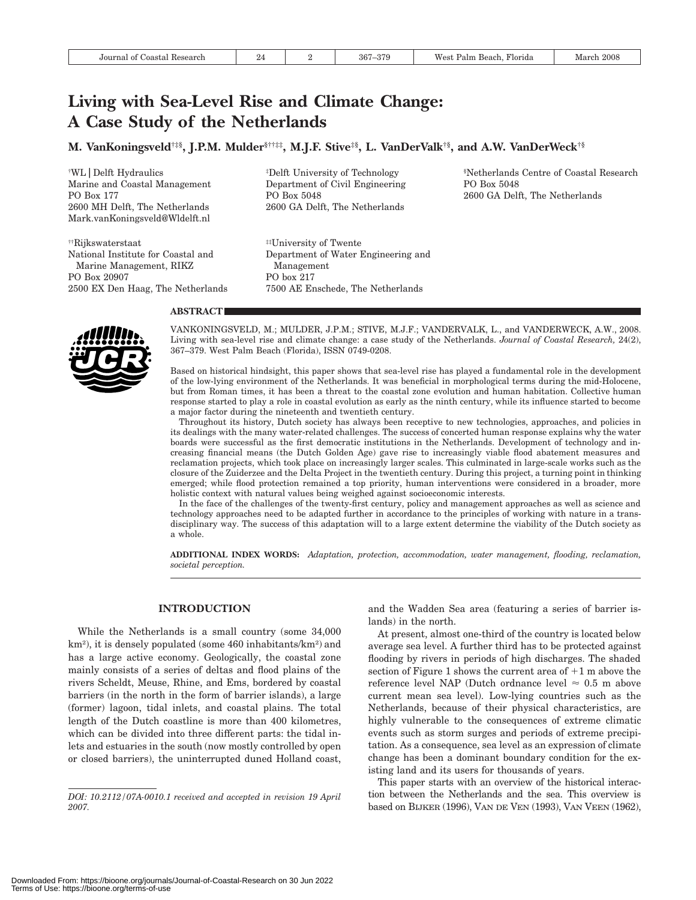# Living with Sea-Level Rise and Climate Change: A Case Study of the Netherlands

**M. VanKoningsveld[†‡§], J.P.M. Mulder[§††‡‡], M.J.F. Stive[‡§], L. VanDerValk[†§], and A.W. VanDerWeck[†§]**

[†]WL | Delft Hydraulics
Marine and Coastal Management
PO Box 177
2600 MH Delft, The Netherlands
Mark.vanKoningsveld@Wldelft.nl

[‡]Delft University of Technology
Department of Civil Engineering
PO Box 5048
2600 GA Delft, The Netherlands

[§]Netherlands Centre of Coastal Research
PO Box 5048
2600 GA Delft, The Netherlands

[††]Rijkswaterstaat
National Institute for Coastal and Marine Management, RIKZ
PO Box 20907
2500 EX Den Haag, The Netherlands

[‡‡]University of Twente
Department of Water Engineering and Management
PO box 217
7500 AE Enschede, The Netherlands

## ABSTRACT

VANKONINGSVELD, M.; MULDER, J.P.M.; STIVE, M.J.F.; VANDERVALK, L., and VANDERWECK, A.W., 2008. Living with sea-level rise and climate change: a case study of the Netherlands. *Journal of Coastal Research*, 24(2), 367–379. West Palm Beach (Florida), ISSN 0749-0208.

Based on historical hindsight, this paper shows that sea-level rise has played a fundamental role in the development of the low-lying environment of the Netherlands. It was beneficial in morphological terms during the mid-Holocene, but from Roman times, it has been a threat to the coastal zone evolution and human habitation. Collective human response started to play a role in coastal evolution as early as the ninth century, while its influence started to become a major factor during the nineteenth and twentieth century.

Throughout its history, Dutch society has always been receptive to new technologies, approaches, and policies in its dealings with the many water-related challenges. The success of concerted human response explains why the water boards were successful as the first democratic institutions in the Netherlands. Development of technology and increasing financial means (the Dutch Golden Age) gave rise to increasingly viable flood abatement measures and reclamation projects, which took place on increasingly larger scales. This culminated in large-scale works such as the closure of the Zuiderzee and the Delta Project in the twentieth century. During this project, a turning point in thinking emerged; while flood protection remained a top priority, human interventions were considered in a broader, more holistic context with natural values being weighed against socioeconomic interests.

In the face of the challenges of the twenty-first century, policy and management approaches as well as science and technology approaches need to be adapted further in accordance to the principles of working with nature in a trans-disciplinary way. The success of this adaptation will to a large extent determine the viability of the Dutch society as a whole.

**ADDITIONAL INDEX WORDS:** *Adaptation, protection, accommodation, water management, flooding, reclamation, societal perception.*

## INTRODUCTION

While the Netherlands is a small country (some 34,000 km$^2$), it is densely populated (some 460 inhabitants/km$^2$) and has a large active economy. Geologically, the coastal zone mainly consists of a series of deltas and flood plains of the rivers Scheldt, Meuse, Rhine, and Ems, bordered by coastal barriers (in the north in the form of barrier islands), a large (former) lagoon, tidal inlets, and coastal plains. The total length of the Dutch coastline is more than 400 kilometres, which can be divided into three different parts: the tidal inlets and estuaries in the south (now mostly controlled by open or closed barriers), the uninterrupted duned Holland coast, and the Wadden Sea area (featuring a series of barrier islands) in the north.

At present, almost one-third of the country is located below average sea level. A further third has to be protected against flooding by rivers in periods of high discharges. The shaded section of Figure 1 shows the current area of +1 m above the reference level NAP (Dutch ordnance level ≈ 0.5 m above current mean sea level). Low-lying countries such as the Netherlands, because of their physical characteristics, are highly vulnerable to the consequences of extreme climatic events such as storm surges and periods of extreme precipitation. As a consequence, sea level as an expression of climate change has been a dominant boundary condition for the existing land and its users for thousands of years.

This paper starts with an overview of the historical interaction between the Netherlands and the sea. This overview is based on BIJKER (1996), VAN DE VEN (1993), VAN VEEN (1962),

*DOI: 10.2112/07A-0010.1 received and accepted in revision 19 April 2007.*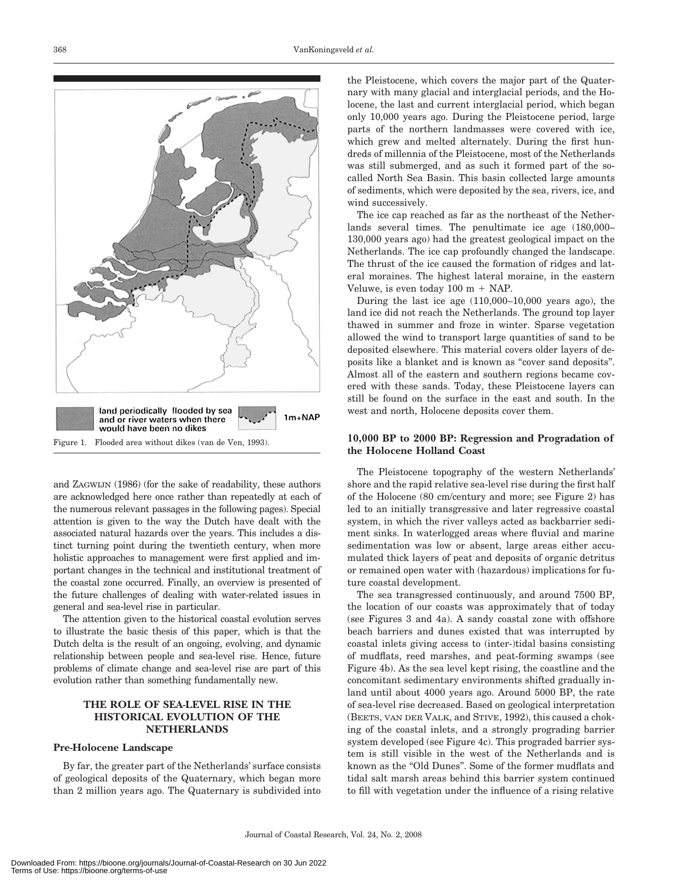land periodically flooded by sea and or river waters when there would have been no dikes

1m+NAP

Figure 1. Flooded area without dikes (van de Ven, 1993).

and ZAGWIJN (1986) (for the sake of readability, these authors are acknowledged here once rather than repeatedly at each of the numerous relevant passages in the following pages). Special attention is given to the way the Dutch have dealt with the associated natural hazards over the years. This includes a distinct turning point during the twentieth century, when more holistic approaches to management were first applied and important changes in the technical and institutional treatment of the coastal zone occurred. Finally, an overview is presented of the future challenges of dealing with water-related issues in general and sea-level rise in particular.

The attention given to the historical coastal evolution serves to illustrate the basic thesis of this paper, which is that the Dutch delta is the result of an ongoing, evolving, and dynamic relationship between people and sea-level rise. Hence, future problems of climate change and sea-level rise are part of this evolution rather than something fundamentally new.

## THE ROLE OF SEA-LEVEL RISE IN THE HISTORICAL EVOLUTION OF THE NETHERLANDS

### Pre-Holocene Landscape

By far, the greater part of the Netherlands' surface consists of geological deposits of the Quaternary, which began more than 2 million years ago. The Quaternary is subdivided into the Pleistocene, which covers the major part of the Quaternary with many glacial and interglacial periods, and the Holocene, the last and current interglacial period, which began only 10,000 years ago. During the Pleistocene period, large parts of the northern landmasses were covered with ice, which grew and melted alternately. During the first hundreds of millennia of the Pleistocene, most of the Netherlands was still submerged, and as such it formed part of the so-called North Sea Basin. This basin collected large amounts of sediments, which were deposited by the sea, rivers, ice, and wind successively.

The ice cap reached as far as the northeast of the Netherlands several times. The penultimate ice age (180,000–130,000 years ago) had the greatest geological impact on the Netherlands. The ice cap profoundly changed the landscape. The thrust of the ice caused the formation of ridges and lateral moraines. The highest lateral moraine, in the eastern Veluwe, is even today 100 m + NAP.

During the last ice age (110,000–10,000 years ago), the land ice did not reach the Netherlands. The ground top layer thawed in summer and froze in winter. Sparse vegetation allowed the wind to transport large quantities of sand to be deposited elsewhere. This material covers older layers of deposits like a blanket and is known as "cover sand deposits". Almost all of the eastern and southern regions became covered with these sands. Today, these Pleistocene layers can still be found on the surface in the east and south. In the west and north, Holocene deposits cover them.

### 10,000 BP to 2000 BP: Regression and Progradation of the Holocene Holland Coast

The Pleistocene topography of the western Netherlands' shore and the rapid relative sea-level rise during the first half of the Holocene (80 cm/century and more; see Figure 2) has led to an initially transgressive and later regressive coastal system, in which the river valleys acted as backbarrier sediment sinks. In waterlogged areas where fluvial and marine sedimentation was low or absent, large areas either accumulated thick layers of peat and deposits of organic detritus or remained open water with (hazardous) implications for future coastal development.

The sea transgressed continuously, and around 7500 BP, the location of our coasts was approximately that of today (see Figures 3 and 4a). A sandy coastal zone with offshore beach barriers and dunes existed that was interrupted by coastal inlets giving access to (inter-)tidal basins consisting of mudflats, reed marshes, and peat-forming swamps (see Figure 4b). As the sea level kept rising, the coastline and the concomitant sedimentary environments shifted gradually inland until about 4000 years ago. Around 5000 BP, the rate of sea-level rise decreased. Based on geological interpretation (BEETS, VAN DER VALK, and STIVE, 1992), this caused a choking of the coastal inlets, and a strongly prograding barrier system developed (see Figure 4c). This prograded barrier system is still visible in the west of the Netherlands and is known as the "Old Dunes". Some of the former mudflats and tidal salt marsh areas behind this barrier system continued to fill with vegetation under the influence of a rising relative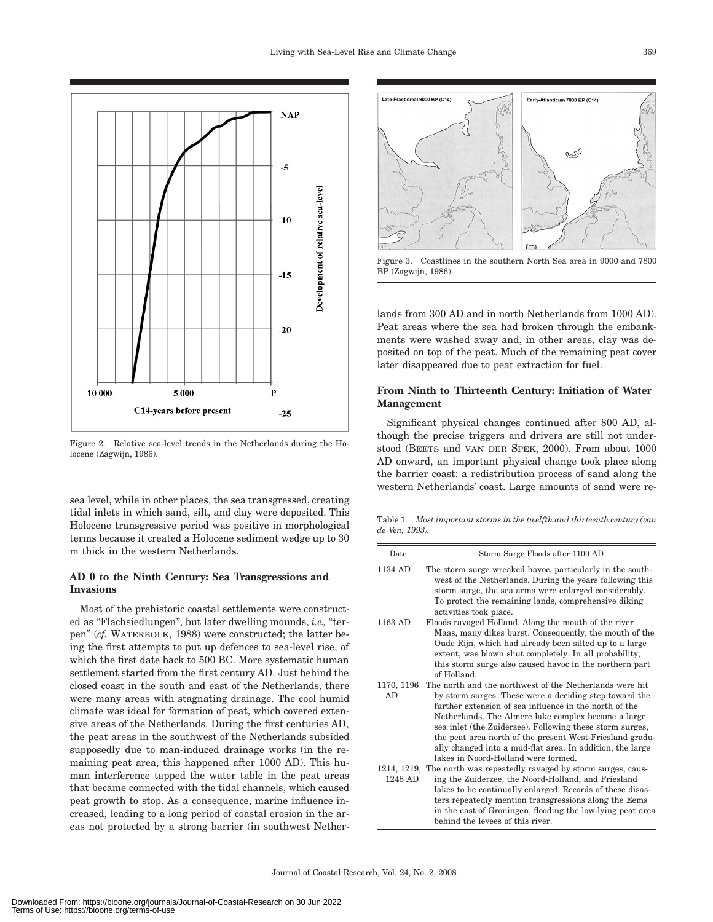Figure 2. Relative sea-level trends in the Netherlands during the Holocene (Zagwijn, 1986).

sea level, while in other places, the sea transgressed, creating tidal inlets in which sand, silt, and clay were deposited. This Holocene transgressive period was positive in morphological terms because it created a Holocene sediment wedge up to 30 m thick in the western Netherlands.

## AD 0 to the Ninth Century: Sea Transgressions and Invasions

Most of the prehistoric coastal settlements were constructed as "Flachsiedlungen", but later dwelling mounds, *i.e.,* "terpen" (*cf.* WATERBOLK, 1988) were constructed; the latter being the first attempts to put up defences to sea-level rise, of which the first date back to 500 BC. More systematic human settlement started from the first century AD. Just behind the closed coast in the south and east of the Netherlands, there were many areas with stagnating drainage. The cool humid climate was ideal for formation of peat, which covered extensive areas of the Netherlands. During the first centuries AD, the peat areas in the southwest of the Netherlands subsided supposedly due to man-induced drainage works (in the remaining peat area, this happened after 1000 AD). This human interference tapped the water table in the peat areas that became connected with the tidal channels, which caused peat growth to stop. As a consequence, marine influence increased, leading to a long period of coastal erosion in the areas not protected by a strong barrier (in southwest Netherlands from 300 AD and in north Netherlands from 1000 AD). Peat areas where the sea had broken through the embankments were washed away and, in other areas, clay was deposited on top of the peat. Much of the remaining peat cover later disappeared due to peat extraction for fuel.

Figure 3. Coastlines in the southern North Sea area in 9000 and 7800 BP (Zagwijn, 1986).

## From Ninth to Thirteenth Century: Initiation of Water Management

Significant physical changes continued after 800 AD, although the precise triggers and drivers are still not understood (BEETS and VAN DER SPEK, 2000). From about 1000 AD onward, an important physical change took place along the barrier coast: a redistribution process of sand along the western Netherlands' coast. Large amounts of sand were re-

Table 1. *Most important storms in the twelfth and thirteenth century (van de Ven, 1993).*

| Date | Storm Surge Floods after 1100 AD |
|---|---|
| 1134 AD | The storm surge wreaked havoc, particularly in the southwest of the Netherlands. During the years following this storm surge, the sea arms were enlarged considerably. To protect the remaining lands, comprehensive diking activities took place. |
| 1163 AD | Floods ravaged Holland. Along the mouth of the river Maas, many dikes burst. Consequently, the mouth of the Oude Rijn, which had already been silted up to a large extent, was blown shut completely. In all probability, this storm surge also caused havoc in the northern part of Holland. |
| 1170, 1196 AD | The north and the northwest of the Netherlands were hit by storm surges. These were a deciding step toward the further extension of sea influence in the north of the Netherlands. The Almere lake complex became a large sea inlet (the Zuiderzee). Following these storm surges, the peat area north of the present West-Friesland gradually changed into a mud-flat area. In addition, the large lakes in Noord-Holland were formed. |
| 1214, 1219, 1248 AD | The north was repeatedly ravaged by storm surges, causing the Zuiderzee, the Noord-Holland, and Friesland lakes to be continually enlarged. Records of these disasters repeatedly mention transgressions along the Eems in the east of Groningen, flooding the low-lying peat area behind the levees of this river. |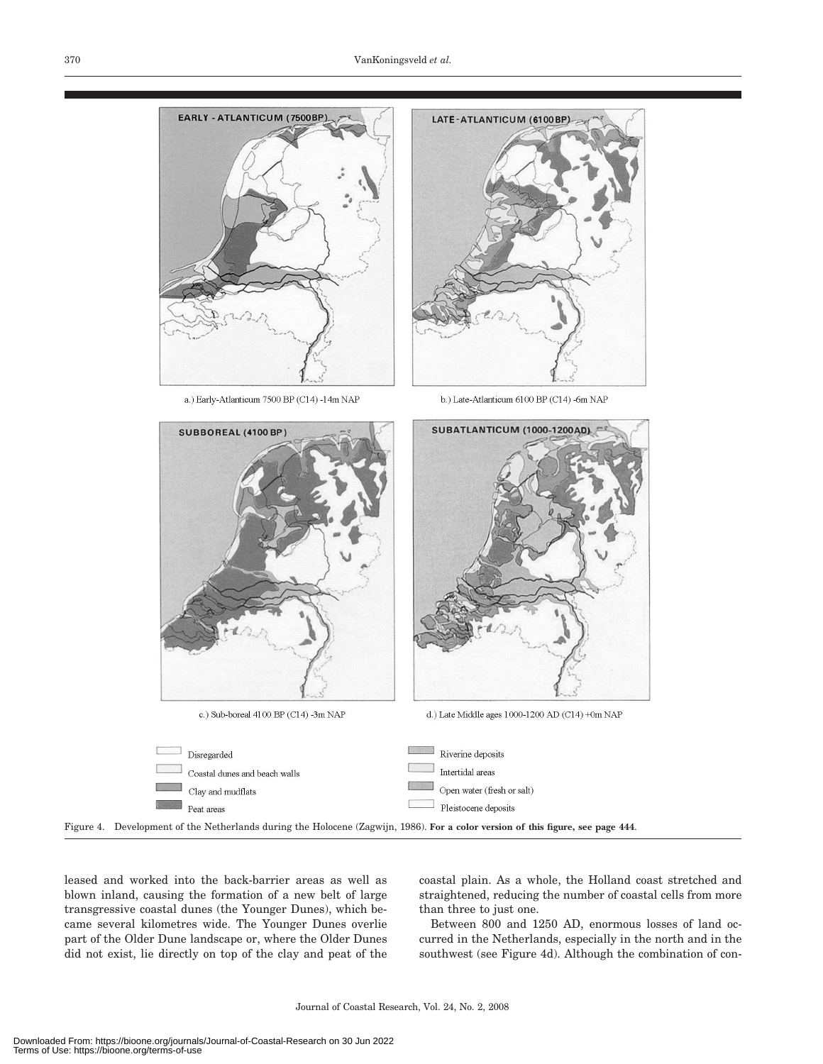a.) Early-Atlanticum 7500 BP (C14) -14m NAP

b.) Late-Atlanticum 6100 BP (C14) -6m NAP

c.) Sub-boreal 4100 BP (C14) -3m NAP

d.) Late Middle ages 1000-1200 AD (C14) +0m NAP

Figure 4. Development of the Netherlands during the Holocene (Zagwijn, 1986). **For a color version of this figure, see page 444.**

leased and worked into the back-barrier areas as well as blown inland, causing the formation of a new belt of large transgressive coastal dunes (the Younger Dunes), which became several kilometres wide. The Younger Dunes overlie part of the Older Dune landscape or, where the Older Dunes did not exist, lie directly on top of the clay and peat of the coastal plain. As a whole, the Holland coast stretched and straightened, reducing the number of coastal cells from more than three to just one.

Between 800 and 1250 AD, enormous losses of land occurred in the Netherlands, especially in the north and in the southwest (see Figure 4d). Although the combination of con-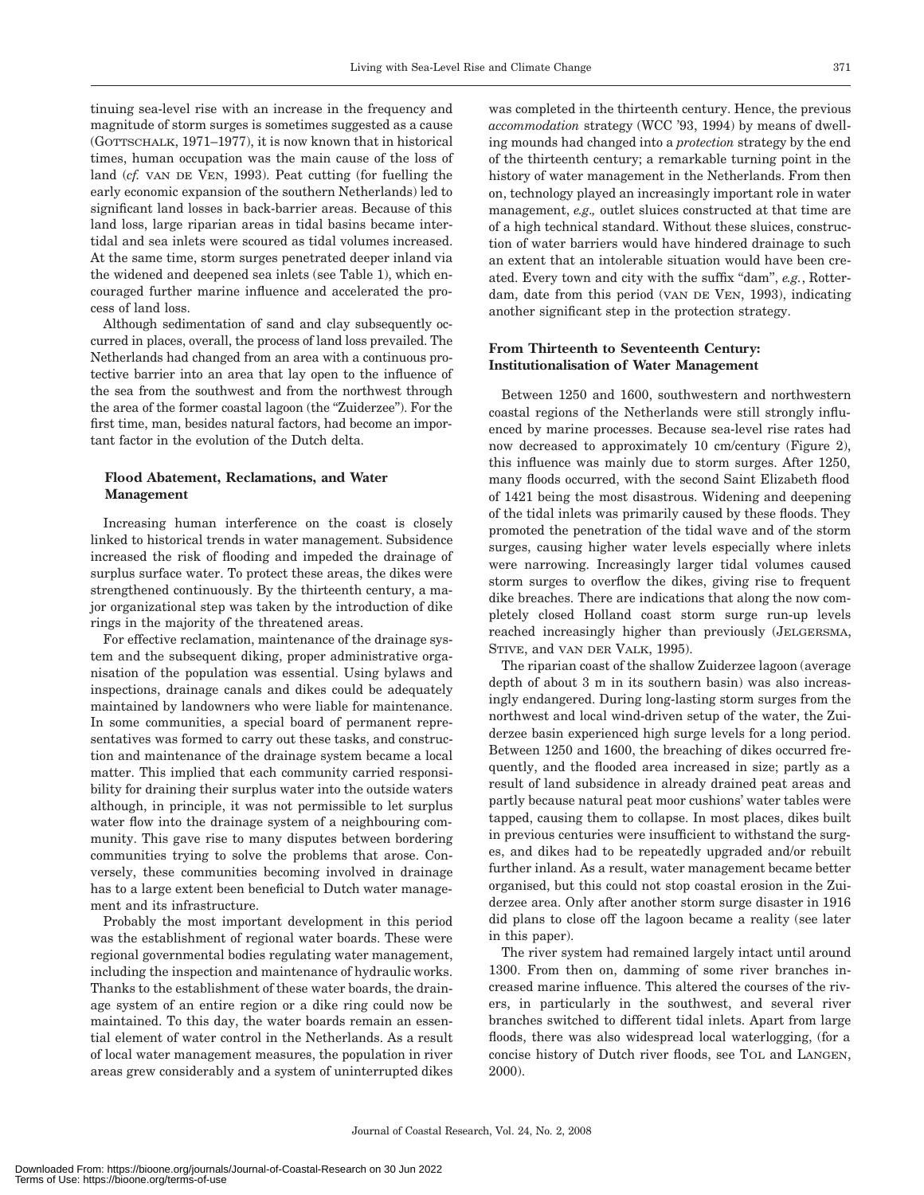tinuing sea-level rise with an increase in the frequency and magnitude of storm surges is sometimes suggested as a cause (GOTTSCHALK, 1971–1977), it is now known that in historical times, human occupation was the main cause of the loss of land (*cf.* VAN DE VEN, 1993). Peat cutting (for fuelling the early economic expansion of the southern Netherlands) led to significant land losses in back-barrier areas. Because of this land loss, large riparian areas in tidal basins became intertidal and sea inlets were scoured as tidal volumes increased. At the same time, storm surges penetrated deeper inland via the widened and deepened sea inlets (see Table 1), which encouraged further marine influence and accelerated the process of land loss.

Although sedimentation of sand and clay subsequently occurred in places, overall, the process of land loss prevailed. The Netherlands had changed from an area with a continuous protective barrier into an area that lay open to the influence of the sea from the southwest and from the northwest through the area of the former coastal lagoon (the "Zuiderzee"). For the first time, man, besides natural factors, had become an important factor in the evolution of the Dutch delta.

### Flood Abatement, Reclamations, and Water Management

Increasing human interference on the coast is closely linked to historical trends in water management. Subsidence increased the risk of flooding and impeded the drainage of surplus surface water. To protect these areas, the dikes were strengthened continuously. By the thirteenth century, a major organizational step was taken by the introduction of dike rings in the majority of the threatened areas.

For effective reclamation, maintenance of the drainage system and the subsequent diking, proper administrative organisation of the population was essential. Using bylaws and inspections, drainage canals and dikes could be adequately maintained by landowners who were liable for maintenance. In some communities, a special board of permanent representatives was formed to carry out these tasks, and construction and maintenance of the drainage system became a local matter. This implied that each community carried responsibility for draining their surplus water into the outside waters although, in principle, it was not permissible to let surplus water flow into the drainage system of a neighbouring community. This gave rise to many disputes between bordering communities trying to solve the problems that arose. Conversely, these communities becoming involved in drainage has to a large extent been beneficial to Dutch water management and its infrastructure.

Probably the most important development in this period was the establishment of regional water boards. These were regional governmental bodies regulating water management, including the inspection and maintenance of hydraulic works. Thanks to the establishment of these water boards, the drainage system of an entire region or a dike ring could now be maintained. To this day, the water boards remain an essential element of water control in the Netherlands. As a result of local water management measures, the population in river areas grew considerably and a system of uninterrupted dikes was completed in the thirteenth century. Hence, the previous *accommodation* strategy (WCC '93, 1994) by means of dwelling mounds had changed into a *protection* strategy by the end of the thirteenth century; a remarkable turning point in the history of water management in the Netherlands. From then on, technology played an increasingly important role in water management, *e.g.,* outlet sluices constructed at that time are of a high technical standard. Without these sluices, construction of water barriers would have hindered drainage to such an extent that an intolerable situation would have been created. Every town and city with the suffix "dam", *e.g.*, Rotterdam, date from this period (VAN DE VEN, 1993), indicating another significant step in the protection strategy.

### From Thirteenth to Seventeenth Century: Institutionalisation of Water Management

Between 1250 and 1600, southwestern and northwestern coastal regions of the Netherlands were still strongly influenced by marine processes. Because sea-level rise rates had now decreased to approximately 10 cm/century (Figure 2), this influence was mainly due to storm surges. After 1250, many floods occurred, with the second Saint Elizabeth flood of 1421 being the most disastrous. Widening and deepening of the tidal inlets was primarily caused by these floods. They promoted the penetration of the tidal wave and of the storm surges, causing higher water levels especially where inlets were narrowing. Increasingly larger tidal volumes caused storm surges to overflow the dikes, giving rise to frequent dike breaches. There are indications that along the now completely closed Holland coast storm surge run-up levels reached increasingly higher than previously (JELGERSMA, STIVE, and VAN DER VALK, 1995).

The riparian coast of the shallow Zuiderzee lagoon (average depth of about 3 m in its southern basin) was also increasingly endangered. During long-lasting storm surges from the northwest and local wind-driven setup of the water, the Zuiderzee basin experienced high surge levels for a long period. Between 1250 and 1600, the breaching of dikes occurred frequently, and the flooded area increased in size; partly as a result of land subsidence in already drained peat areas and partly because natural peat moor cushions' water tables were tapped, causing them to collapse. In most places, dikes built in previous centuries were insufficient to withstand the surges, and dikes had to be repeatedly upgraded and/or rebuilt further inland. As a result, water management became better organised, but this could not stop coastal erosion in the Zuiderzee area. Only after another storm surge disaster in 1916 did plans to close off the lagoon become a reality (see later in this paper).

The river system had remained largely intact until around 1300. From then on, damming of some river branches increased marine influence. This altered the courses of the rivers, in particularly in the southwest, and several river branches switched to different tidal inlets. Apart from large floods, there was also widespread local waterlogging, (for a concise history of Dutch river floods, see TOL and LANGEN, 2000).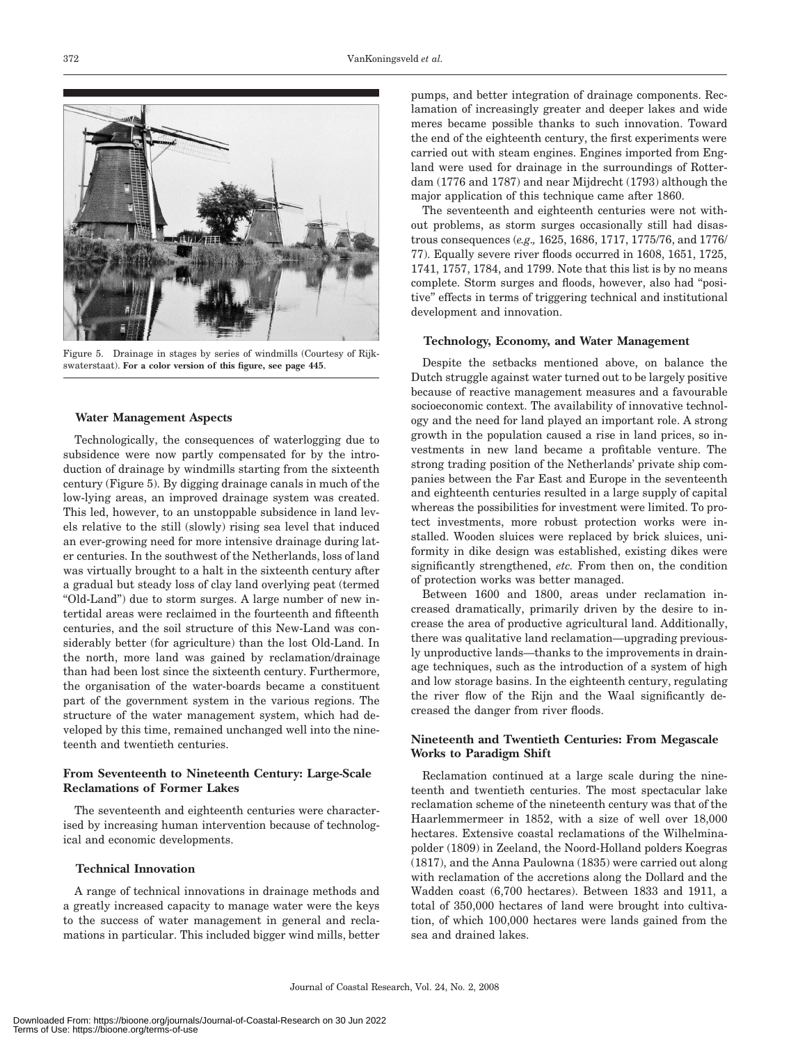Figure 5. Drainage in stages by series of windmills (Courtesy of Rijkswaterstaat). **For a color version of this figure, see page 445**.

### Water Management Aspects

Technologically, the consequences of waterlogging due to subsidence were now partly compensated for by the introduction of drainage by windmills starting from the sixteenth century (Figure 5). By digging drainage canals in much of the low-lying areas, an improved drainage system was created. This led, however, to an unstoppable subsidence in land levels relative to the still (slowly) rising sea level that induced an ever-growing need for more intensive drainage during later centuries. In the southwest of the Netherlands, loss of land was virtually brought to a halt in the sixteenth century after a gradual but steady loss of clay land overlying peat (termed "Old-Land") due to storm surges. A large number of new intertidal areas were reclaimed in the fourteenth and fifteenth centuries, and the soil structure of this New-Land was considerably better (for agriculture) than the lost Old-Land. In the north, more land was gained by reclamation/drainage than had been lost since the sixteenth century. Furthermore, the organisation of the water-boards became a constituent part of the government system in the various regions. The structure of the water management system, which had developed by this time, remained unchanged well into the nineteenth and twentieth centuries.

## From Seventeenth to Nineteenth Century: Large-Scale Reclamations of Former Lakes

The seventeenth and eighteenth centuries were characterised by increasing human intervention because of technological and economic developments.

### Technical Innovation

A range of technical innovations in drainage methods and a greatly increased capacity to manage water were the keys to the success of water management in general and reclamations in particular. This included bigger wind mills, better pumps, and better integration of drainage components. Reclamation of increasingly greater and deeper lakes and wide meres became possible thanks to such innovation. Toward the end of the eighteenth century, the first experiments were carried out with steam engines. Engines imported from England were used for drainage in the surroundings of Rotterdam (1776 and 1787) and near Mijdrecht (1793) although the major application of this technique came after 1860.

The seventeenth and eighteenth centuries were not without problems, as storm surges occasionally still had disastrous consequences (*e.g.,* 1625, 1686, 1717, 1775/76, and 1776/77). Equally severe river floods occurred in 1608, 1651, 1725, 1741, 1757, 1784, and 1799. Note that this list is by no means complete. Storm surges and floods, however, also had "positive" effects in terms of triggering technical and institutional development and innovation.

### Technology, Economy, and Water Management

Despite the setbacks mentioned above, on balance the Dutch struggle against water turned out to be largely positive because of reactive management measures and a favourable socioeconomic context. The availability of innovative technology and the need for land played an important role. A strong growth in the population caused a rise in land prices, so investments in new land became a profitable venture. The strong trading position of the Netherlands' private ship companies between the Far East and Europe in the seventeenth and eighteenth centuries resulted in a large supply of capital whereas the possibilities for investment were limited. To protect investments, more robust protection works were installed. Wooden sluices were replaced by brick sluices, uniformity in dike design was established, existing dikes were significantly strengthened, *etc.* From then on, the condition of protection works was better managed.

Between 1600 and 1800, areas under reclamation increased dramatically, primarily driven by the desire to increase the area of productive agricultural land. Additionally, there was qualitative land reclamation—upgrading previously unproductive lands—thanks to the improvements in drainage techniques, such as the introduction of a system of high and low storage basins. In the eighteenth century, regulating the river flow of the Rijn and the Waal significantly decreased the danger from river floods.

## Nineteenth and Twentieth Centuries: From Megascale Works to Paradigm Shift

Reclamation continued at a large scale during the nineteenth and twentieth centuries. The most spectacular lake reclamation scheme of the nineteenth century was that of the Haarlemmermeer in 1852, with a size of well over 18,000 hectares. Extensive coastal reclamations of the Wilhelminapolder (1809) in Zeeland, the Noord-Holland polders Koegras (1817), and the Anna Paulowna (1835) were carried out along with reclamation of the accretions along the Dollard and the Wadden coast (6,700 hectares). Between 1833 and 1911, a total of 350,000 hectares of land were brought into cultivation, of which 100,000 hectares were lands gained from the sea and drained lakes.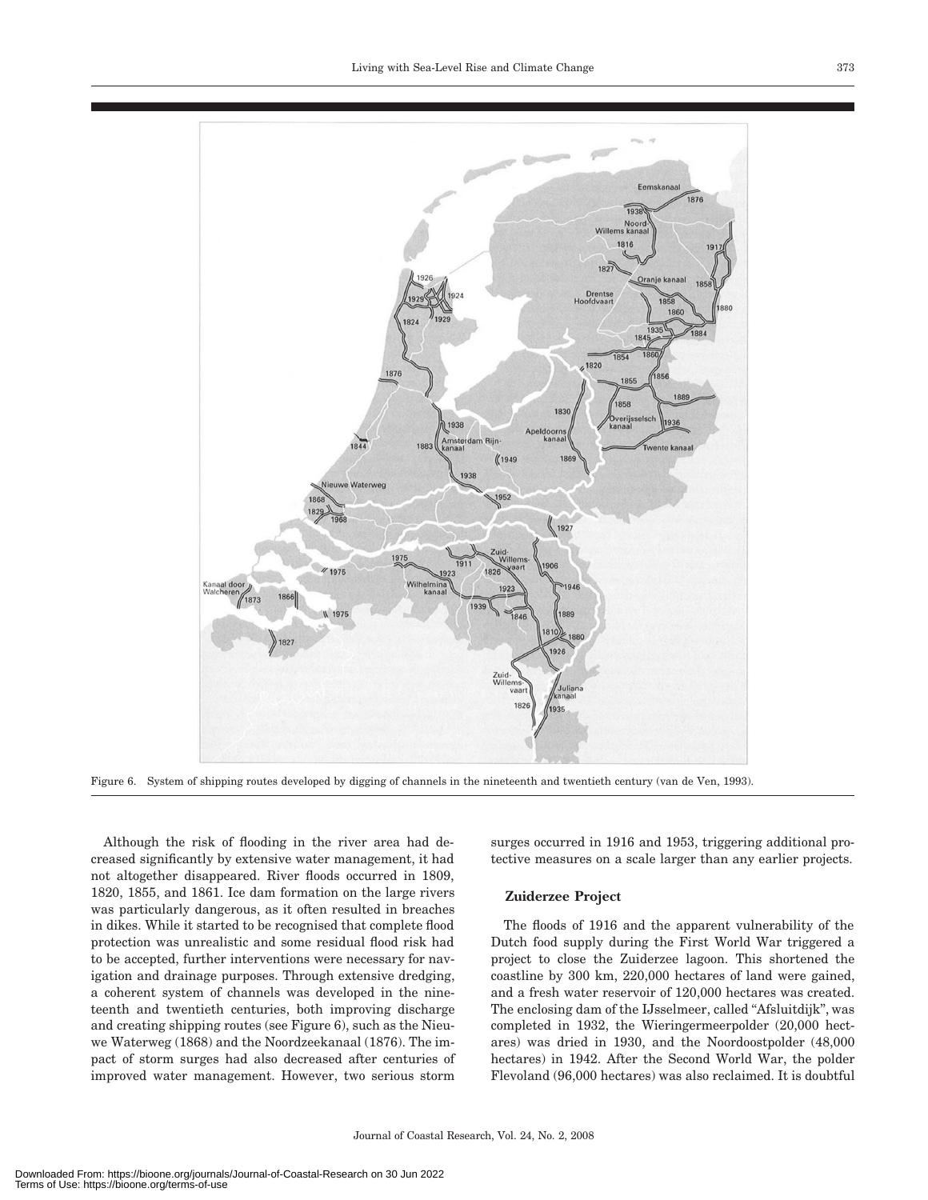Figure 6. System of shipping routes developed by digging of channels in the nineteenth and twentieth century (van de Ven, 1993).

Although the risk of flooding in the river area had decreased significantly by extensive water management, it had not altogether disappeared. River floods occurred in 1809, 1820, 1855, and 1861. Ice dam formation on the large rivers was particularly dangerous, as it often resulted in breaches in dikes. While it started to be recognised that complete flood protection was unrealistic and some residual flood risk had to be accepted, further interventions were necessary for navigation and drainage purposes. Through extensive dredging, a coherent system of channels was developed in the nineteenth and twentieth centuries, both improving discharge and creating shipping routes (see Figure 6), such as the Nieuwe Waterweg (1868) and the Noordzeekanaal (1876). The impact of storm surges had also decreased after centuries of improved water management. However, two serious storm surges occurred in 1916 and 1953, triggering additional protective measures on a scale larger than any earlier projects.

### Zuiderzee Project

The floods of 1916 and the apparent vulnerability of the Dutch food supply during the First World War triggered a project to close the Zuiderzee lagoon. This shortened the coastline by 300 km, 220,000 hectares of land were gained, and a fresh water reservoir of 120,000 hectares was created. The enclosing dam of the IJsselmeer, called "Afsluitdijk", was completed in 1932, the Wieringermeerpolder (20,000 hectares) was dried in 1930, and the Noordoostpolder (48,000 hectares) in 1942. After the Second World War, the polder Flevoland (96,000 hectares) was also reclaimed. It is doubtful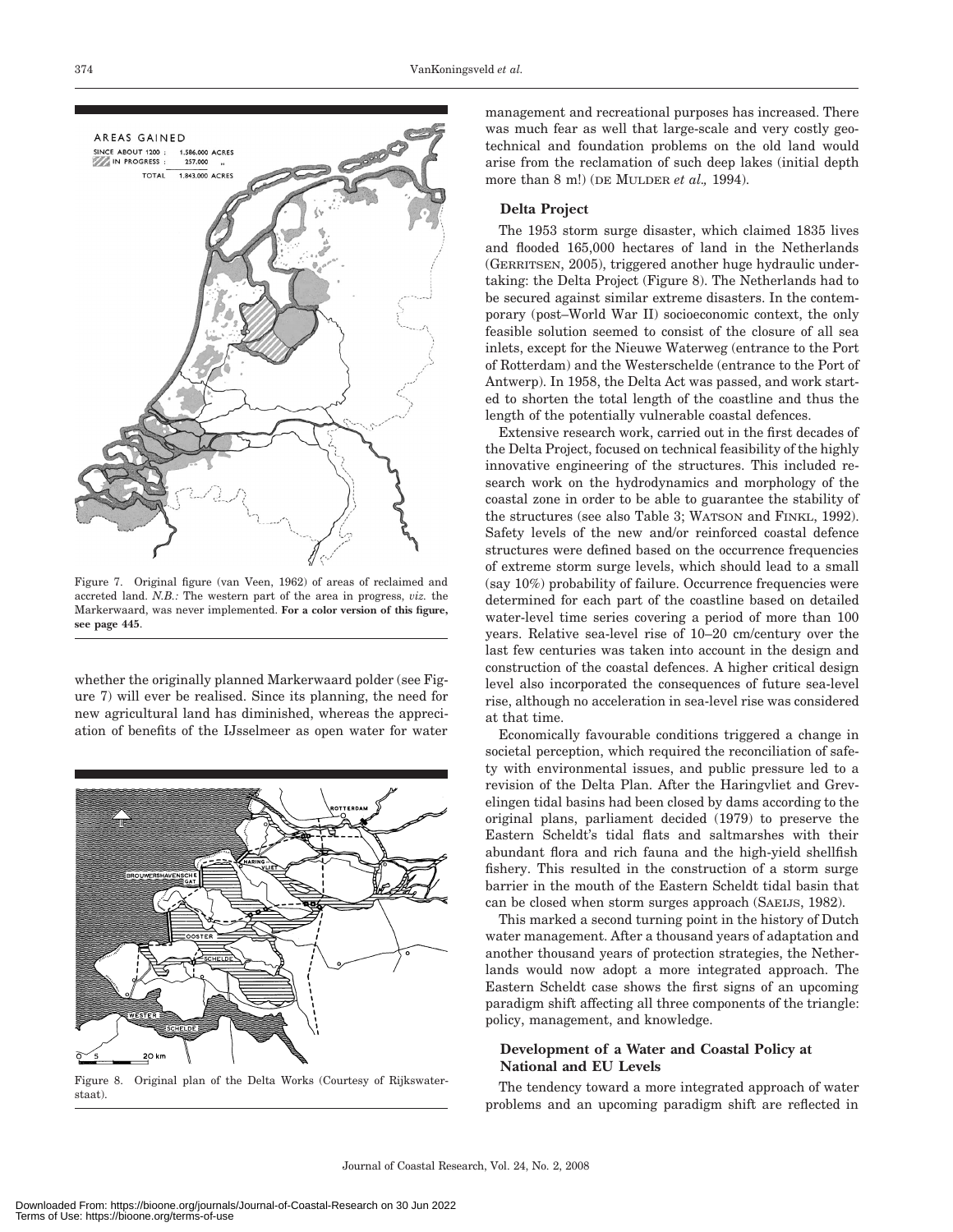Figure 7. Original figure (van Veen, 1962) of areas of reclaimed and accreted land. *N.B.:* The western part of the area in progress, *viz.* the Markerwaard, was never implemented. **For a color version of this figure, see page 445.**

whether the originally planned Markerwaard polder (see Figure 7) will ever be realised. Since its planning, the need for new agricultural land has diminished, whereas the appreciation of benefits of the IJsselmeer as open water for water management and recreational purposes has increased. There was much fear as well that large-scale and very costly geotechnical and foundation problems on the old land would arise from the reclamation of such deep lakes (initial depth more than 8 m!) (DE MULDER *et al.,* 1994).

Figure 8. Original plan of the Delta Works (Courtesy of Rijkswaterstaat).

### Delta Project

The 1953 storm surge disaster, which claimed 1835 lives and flooded 165,000 hectares of land in the Netherlands (GERRITSEN, 2005), triggered another huge hydraulic undertaking: the Delta Project (Figure 8). The Netherlands had to be secured against similar extreme disasters. In the contemporary (post–World War II) socioeconomic context, the only feasible solution seemed to consist of the closure of all sea inlets, except for the Nieuwe Waterweg (entrance to the Port of Rotterdam) and the Westerschelde (entrance to the Port of Antwerp). In 1958, the Delta Act was passed, and work started to shorten the total length of the coastline and thus the length of the potentially vulnerable coastal defences.

Extensive research work, carried out in the first decades of the Delta Project, focused on technical feasibility of the highly innovative engineering of the structures. This included research work on the hydrodynamics and morphology of the coastal zone in order to be able to guarantee the stability of the structures (see also Table 3; WATSON and FINKL, 1992). Safety levels of the new and/or reinforced coastal defence structures were defined based on the occurrence frequencies of extreme storm surge levels, which should lead to a small (say 10%) probability of failure. Occurrence frequencies were determined for each part of the coastline based on detailed water-level time series covering a period of more than 100 years. Relative sea-level rise of 10–20 cm/century over the last few centuries was taken into account in the design and construction of the coastal defences. A higher critical design level also incorporated the consequences of future sea-level rise, although no acceleration in sea-level rise was considered at that time.

Economically favourable conditions triggered a change in societal perception, which required the reconciliation of safety with environmental issues, and public pressure led to a revision of the Delta Plan. After the Haringvliet and Grevelingen tidal basins had been closed by dams according to the original plans, parliament decided (1979) to preserve the Eastern Scheldt's tidal flats and saltmarshes with their abundant flora and rich fauna and the high-yield shellfish fishery. This resulted in the construction of a storm surge barrier in the mouth of the Eastern Scheldt tidal basin that can be closed when storm surges approach (SAEIJS, 1982).

This marked a second turning point in the history of Dutch water management. After a thousand years of adaptation and another thousand years of protection strategies, the Netherlands would now adopt a more integrated approach. The Eastern Scheldt case shows the first signs of an upcoming paradigm shift affecting all three components of the triangle: policy, management, and knowledge.

### Development of a Water and Coastal Policy at National and EU Levels

The tendency toward a more integrated approach of water problems and an upcoming paradigm shift are reflected in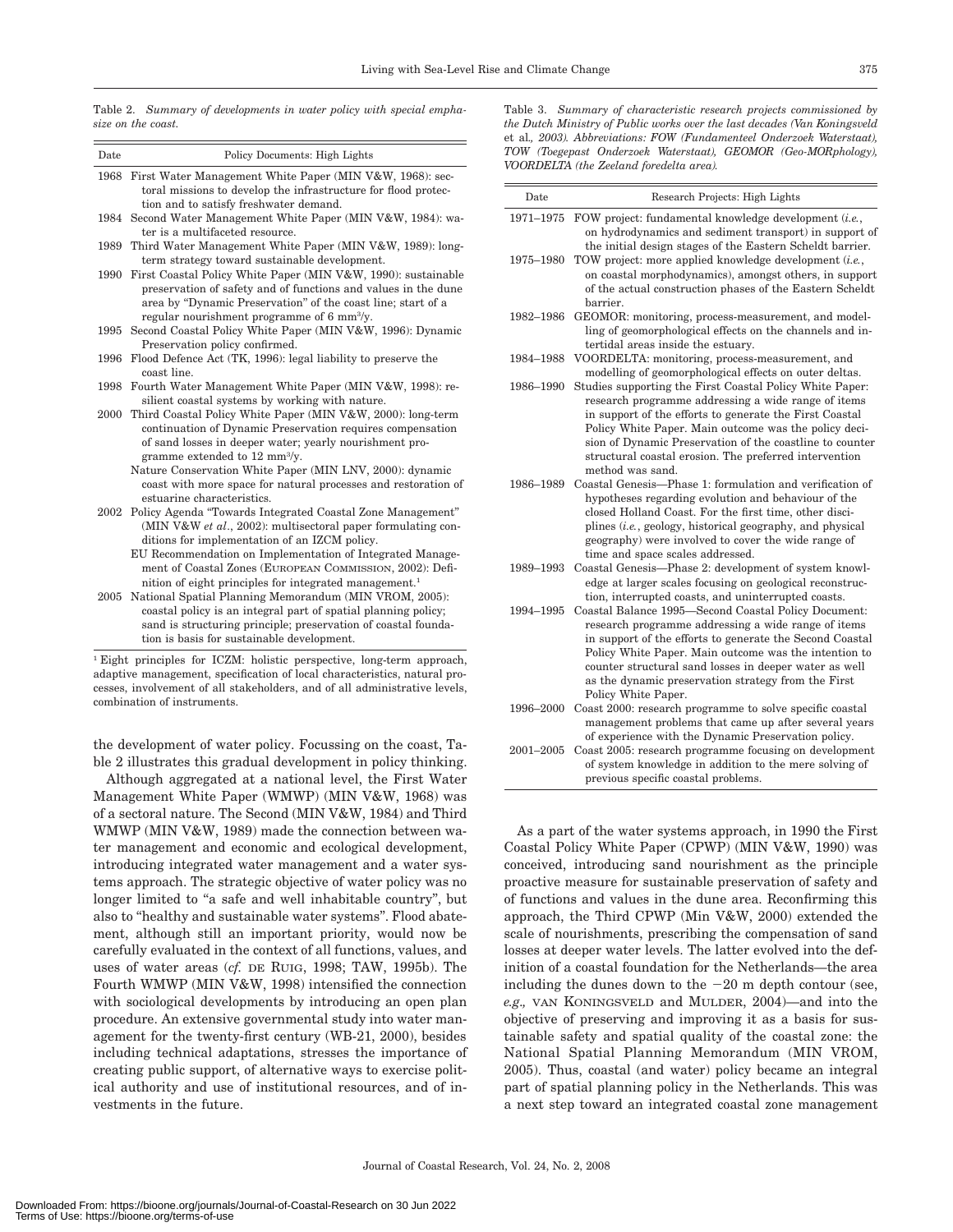Table 2. *Summary of developments in water policy with special emphasize on the coast.*

| Date | Policy Documents: High Lights |
|---|---|
| 1968 | First Water Management White Paper (MIN V&W, 1968): sectoral missions to develop the infrastructure for flood protection and to satisfy freshwater demand. |
| 1984 | Second Water Management White Paper (MIN V&W, 1984): water is a multifaceted resource. |
| 1989 | Third Water Management White Paper (MIN V&W, 1989): long-term strategy toward sustainable development. |
| 1990 | First Coastal Policy White Paper (MIN V&W, 1990): sustainable preservation of safety and of functions and values in the dune area by "Dynamic Preservation" of the coast line; start of a regular nourishment programme of 6 $mm^3$/y. |
| 1995 | Second Coastal Policy White Paper (MIN V&W, 1996): Dynamic Preservation policy confirmed. |
| 1996 | Flood Defence Act (TK, 1996): legal liability to preserve the coast line. |
| 1998 | Fourth Water Management White Paper (MIN V&W, 1998): resilient coastal systems by working with nature. |
| 2000 | Third Coastal Policy White Paper (MIN V&W, 2000): long-term continuation of Dynamic Preservation requires compensation of sand losses in deeper water; yearly nourishment programme extended to 12 $mm^3$/y. |
| | Nature Conservation White Paper (MIN LNV, 2000): dynamic coast with more space for natural processes and restoration of estuarine characteristics. |
| 2002 | Policy Agenda "Towards Integrated Coastal Zone Management" (MIN V&W *et al*., 2002): multisectoral paper formulating conditions for implementation of an IZCM policy. |
| | EU Recommendation on Implementation of Integrated Management of Coastal Zones (EUROPEAN COMMISSION, 2002): Definition of eight principles for integrated management.[1] |
| 2005 | National Spatial Planning Memorandum (MIN VROM, 2005): coastal policy is an integral part of spatial planning policy; sand is structuring principle; preservation of coastal foundation is basis for sustainable development. |

[1] Eight principles for ICZM: holistic perspective, long-term approach, adaptive management, specification of local characteristics, natural processes, involvement of all stakeholders, and of all administrative levels, combination of instruments.

the development of water policy. Focussing on the coast, Table 2 illustrates this gradual development in policy thinking.

Although aggregated at a national level, the First Water Management White Paper (WMWP) (MIN V&W, 1968) was of a sectoral nature. The Second (MIN V&W, 1984) and Third WMWP (MIN V&W, 1989) made the connection between water management and economic and ecological development, introducing integrated water management and a water systems approach. The strategic objective of water policy was no longer limited to "a safe and well inhabitable country", but also to "healthy and sustainable water systems". Flood abatement, although still an important priority, would now be carefully evaluated in the context of all functions, values, and uses of water areas (*cf.* DE RUIG, 1998; TAW, 1995b). The Fourth WMWP (MIN V&W, 1998) intensified the connection with sociological developments by introducing an open plan procedure. An extensive governmental study into water management for the twenty-first century (WB-21, 2000), besides including technical adaptations, stresses the importance of creating public support, of alternative ways to exercise political authority and use of institutional resources, and of investments in the future.

Table 3. *Summary of characteristic research projects commissioned by the Dutch Ministry of Public works over the last decades (Van Koningsveld* et al.*, 2003). Abbreviations: FOW (Fundamenteel Onderzoek Waterstaat), TOW (Toegepast Onderzoek Waterstaat), GEOMOR (Geo-MORphology), VOORDELTA (the Zeeland foredelta area).*

| Date | Research Projects: High Lights |
|---|---|
| 1971–1975 | FOW project: fundamental knowledge development (*i.e.*, on hydrodynamics and sediment transport) in support of the initial design stages of the Eastern Scheldt barrier. |
| 1975–1980 | TOW project: more applied knowledge development (*i.e.*, on coastal morphodynamics), amongst others, in support of the actual construction phases of the Eastern Scheldt barrier. |
| 1982–1986 | GEOMOR: monitoring, process-measurement, and modelling of geomorphological effects on the channels and intertidal areas inside the estuary. |
| 1984–1988 | VOORDELTA: monitoring, process-measurement, and modelling of geomorphological effects on outer deltas. |
| 1986–1990 | Studies supporting the First Coastal Policy White Paper: research programme addressing a wide range of items in support of the efforts to generate the First Coastal Policy White Paper. Main outcome was the policy decision of Dynamic Preservation of the coastline to counter structural coastal erosion. The preferred intervention method was sand. |
| 1986–1989 | Coastal Genesis—Phase 1: formulation and verification of hypotheses regarding evolution and behaviour of the closed Holland Coast. For the first time, other disciplines (*i.e.*, geology, historical geography, and physical geography) were involved to cover the wide range of time and space scales addressed. |
| 1989–1993 | Coastal Genesis—Phase 2: development of system knowledge at larger scales focusing on geological reconstruction, interrupted coasts, and uninterrupted coasts. |
| 1994–1995 | Coastal Balance 1995—Second Coastal Policy Document: research programme addressing a wide range of items in support of the efforts to generate the Second Coastal Policy White Paper. Main outcome was the intention to counter structural sand losses in deeper water as well as the dynamic preservation strategy from the First Policy White Paper. |
| 1996–2000 | Coast 2000: research programme to solve specific coastal management problems that came up after several years of experience with the Dynamic Preservation policy. |
| 2001–2005 | Coast 2005: research programme focusing on development of system knowledge in addition to the mere solving of previous specific coastal problems. |

As a part of the water systems approach, in 1990 the First Coastal Policy White Paper (CPWP) (MIN V&W, 1990) was conceived, introducing sand nourishment as the principle proactive measure for sustainable preservation of safety and of functions and values in the dune area. Reconfirming this approach, the Third CPWP (Min V&W, 2000) extended the scale of nourishments, prescribing the compensation of sand losses at deeper water levels. The latter evolved into the definition of a coastal foundation for the Netherlands—the area including the dunes down to the $-20$ m depth contour (see, *e.g.,* VAN KONINGSVELD and MULDER, 2004)—and into the objective of preserving and improving it as a basis for sustainable safety and spatial quality of the coastal zone: the National Spatial Planning Memorandum (MIN VROM, 2005). Thus, coastal (and water) policy became an integral part of spatial planning policy in the Netherlands. This was a next step toward an integrated coastal zone management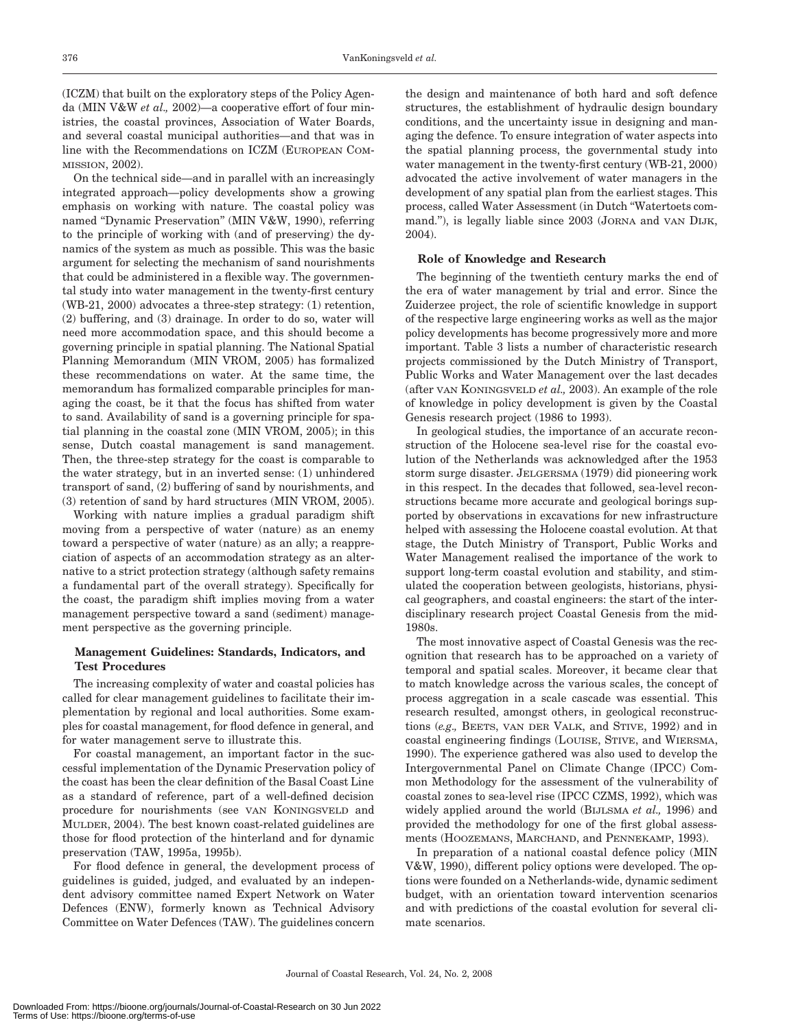(ICZM) that built on the exploratory steps of the Policy Agenda (MIN V&W *et al.,* 2002)—a cooperative effort of four ministries, the coastal provinces, Association of Water Boards, and several coastal municipal authorities—and that was in line with the Recommendations on ICZM (EUROPEAN COMMISSION, 2002).

On the technical side—and in parallel with an increasingly integrated approach—policy developments show a growing emphasis on working with nature. The coastal policy was named "Dynamic Preservation" (MIN V&W, 1990), referring to the principle of working with (and of preserving) the dynamics of the system as much as possible. This was the basic argument for selecting the mechanism of sand nourishments that could be administered in a flexible way. The governmental study into water management in the twenty-first century (WB-21, 2000) advocates a three-step strategy: (1) retention, (2) buffering, and (3) drainage. In order to do so, water will need more accommodation space, and this should become a governing principle in spatial planning. The National Spatial Planning Memorandum (MIN VROM, 2005) has formalized these recommendations on water. At the same time, the memorandum has formalized comparable principles for managing the coast, be it that the focus has shifted from water to sand. Availability of sand is a governing principle for spatial planning in the coastal zone (MIN VROM, 2005); in this sense, Dutch coastal management is sand management. Then, the three-step strategy for the coast is comparable to the water strategy, but in an inverted sense: (1) unhindered transport of sand, (2) buffering of sand by nourishments, and (3) retention of sand by hard structures (MIN VROM, 2005).

Working with nature implies a gradual paradigm shift moving from a perspective of water (nature) as an enemy toward a perspective of water (nature) as an ally; a reappreciation of aspects of an accommodation strategy as an alternative to a strict protection strategy (although safety remains a fundamental part of the overall strategy). Specifically for the coast, the paradigm shift implies moving from a water management perspective toward a sand (sediment) management perspective as the governing principle.

### Management Guidelines: Standards, Indicators, and Test Procedures

The increasing complexity of water and coastal policies has called for clear management guidelines to facilitate their implementation by regional and local authorities. Some examples for coastal management, for flood defence in general, and for water management serve to illustrate this.

For coastal management, an important factor in the successful implementation of the Dynamic Preservation policy of the coast has been the clear definition of the Basal Coast Line as a standard of reference, part of a well-defined decision procedure for nourishments (see VAN KONINGSVELD and MULDER, 2004). The best known coast-related guidelines are those for flood protection of the hinterland and for dynamic preservation (TAW, 1995a, 1995b).

For flood defence in general, the development process of guidelines is guided, judged, and evaluated by an independent advisory committee named Expert Network on Water Defences (ENW), formerly known as Technical Advisory Committee on Water Defences (TAW). The guidelines concern the design and maintenance of both hard and soft defence structures, the establishment of hydraulic design boundary conditions, and the uncertainty issue in designing and managing the defence. To ensure integration of water aspects into the spatial planning process, the governmental study into water management in the twenty-first century (WB-21, 2000) advocated the active involvement of water managers in the development of any spatial plan from the earliest stages. This process, called Water Assessment (in Dutch "Watertoets command."), is legally liable since 2003 (JORNA and VAN DIJK, 2004).

### Role of Knowledge and Research

The beginning of the twentieth century marks the end of the era of water management by trial and error. Since the Zuiderzee project, the role of scientific knowledge in support of the respective large engineering works as well as the major policy developments has become progressively more and more important. Table 3 lists a number of characteristic research projects commissioned by the Dutch Ministry of Transport, Public Works and Water Management over the last decades (after VAN KONINGSVELD *et al.,* 2003). An example of the role of knowledge in policy development is given by the Coastal Genesis research project (1986 to 1993).

In geological studies, the importance of an accurate reconstruction of the Holocene sea-level rise for the coastal evolution of the Netherlands was acknowledged after the 1953 storm surge disaster. JELGERSMA (1979) did pioneering work in this respect. In the decades that followed, sea-level reconstructions became more accurate and geological borings supported by observations in excavations for new infrastructure helped with assessing the Holocene coastal evolution. At that stage, the Dutch Ministry of Transport, Public Works and Water Management realised the importance of the work to support long-term coastal evolution and stability, and stimulated the cooperation between geologists, historians, physical geographers, and coastal engineers: the start of the interdisciplinary research project Coastal Genesis from the mid-1980s.

The most innovative aspect of Coastal Genesis was the recognition that research has to be approached on a variety of temporal and spatial scales. Moreover, it became clear that to match knowledge across the various scales, the concept of process aggregation in a scale cascade was essential. This research resulted, amongst others, in geological reconstructions (*e.g.,* BEETS, VAN DER VALK, and STIVE, 1992) and in coastal engineering findings (LOUISE, STIVE, and WIERSMA, 1990). The experience gathered was also used to develop the Intergovernmental Panel on Climate Change (IPCC) Common Methodology for the assessment of the vulnerability of coastal zones to sea-level rise (IPCC CZMS, 1992), which was widely applied around the world (BIJLSMA *et al.,* 1996) and provided the methodology for one of the first global assessments (HOOZEMANS, MARCHAND, and PENNEKAMP, 1993).

In preparation of a national coastal defence policy (MIN V&W, 1990), different policy options were developed. The options were founded on a Netherlands-wide, dynamic sediment budget, with an orientation toward intervention scenarios and with predictions of the coastal evolution for several climate scenarios.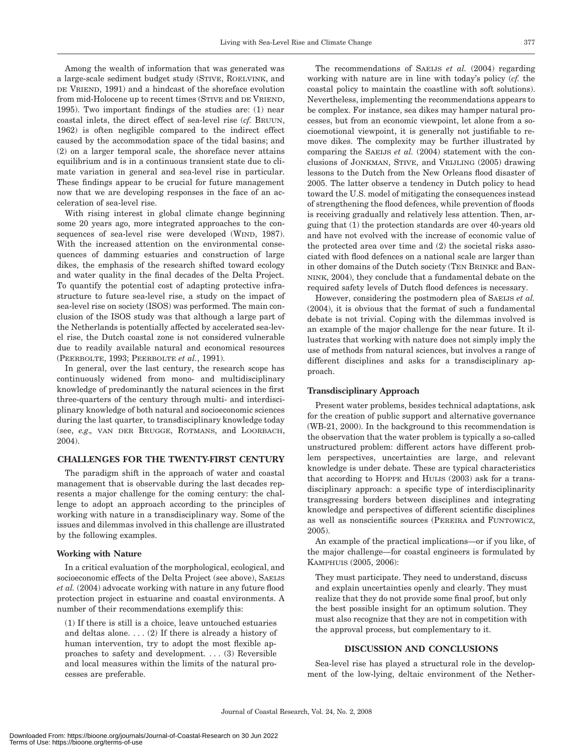Among the wealth of information that was generated was a large-scale sediment budget study (STIVE, ROELVINK, and DE VRIEND, 1991) and a hindcast of the shoreface evolution from mid-Holocene up to recent times (STIVE and DE VRIEND, 1995). Two important findings of the studies are: (1) near coastal inlets, the direct effect of sea-level rise (*cf.* BRUUN, 1962) is often negligible compared to the indirect effect caused by the accommodation space of the tidal basins; and (2) on a larger temporal scale, the shoreface never attains equilibrium and is in a continuous transient state due to climate variation in general and sea-level rise in particular. These findings appear to be crucial for future management now that we are developing responses in the face of an acceleration of sea-level rise.

With rising interest in global climate change beginning some 20 years ago, more integrated approaches to the consequences of sea-level rise were developed (WIND, 1987). With the increased attention on the environmental consequences of damming estuaries and construction of large dikes, the emphasis of the research shifted toward ecology and water quality in the final decades of the Delta Project. To quantify the potential cost of adapting protective infrastructure to future sea-level rise, a study on the impact of sea-level rise on society (ISOS) was performed. The main conclusion of the ISOS study was that although a large part of the Netherlands is potentially affected by accelerated sea-level rise, the Dutch coastal zone is not considered vulnerable due to readily available natural and economical resources (PEERBOLTE, 1993; PEERBOLTE *et al.*, 1991).

In general, over the last century, the research scope has continuously widened from mono- and multidisciplinary knowledge of predominantly the natural sciences in the first three-quarters of the century through multi- and interdisciplinary knowledge of both natural and socioeconomic sciences during the last quarter, to transdisciplinary knowledge today (see, *e.g.,* VAN DER BRUGGE, ROTMANS, and LOORBACH, 2004).

## CHALLENGES FOR THE TWENTY-FIRST CENTURY

The paradigm shift in the approach of water and coastal management that is observable during the last decades represents a major challenge for the coming century: the challenge to adopt an approach according to the principles of working with nature in a transdisciplinary way. Some of the issues and dilemmas involved in this challenge are illustrated by the following examples.

### Working with Nature

In a critical evaluation of the morphological, ecological, and socioeconomic effects of the Delta Project (see above), SAEIJS *et al.* (2004) advocate working with nature in any future flood protection project in estuarine and coastal environments. A number of their recommendations exemplify this:

> (1) If there is still is a choice, leave untouched estuaries and deltas alone. . . . (2) If there is already a history of human intervention, try to adopt the most flexible approaches to safety and development. . . . (3) Reversible and local measures within the limits of the natural processes are preferable.

The recommendations of SAEIJS *et al.* (2004) regarding working with nature are in line with today's policy (*cf.* the coastal policy to maintain the coastline with soft solutions). Nevertheless, implementing the recommendations appears to be complex. For instance, sea dikes may hamper natural processes, but from an economic viewpoint, let alone from a socioemotional viewpoint, it is generally not justifiable to remove dikes. The complexity may be further illustrated by comparing the SAEIJS *et al.* (2004) statement with the conclusions of JONKMAN, STIVE, and VRIJLING (2005) drawing lessons to the Dutch from the New Orleans flood disaster of 2005. The latter observe a tendency in Dutch policy to head toward the U.S. model of mitigating the consequences instead of strengthening the flood defences, while prevention of floods is receiving gradually and relatively less attention. Then, arguing that (1) the protection standards are over 40-years old and have not evolved with the increase of economic value of the protected area over time and (2) the societal risks associated with flood defences on a national scale are larger than in other domains of the Dutch society (TEN BRINKE and BANNINK, 2004), they conclude that a fundamental debate on the required safety levels of Dutch flood defences is necessary.

However, considering the postmodern plea of SAEIJS *et al.* (2004), it is obvious that the format of such a fundamental debate is not trivial. Coping with the dilemmas involved is an example of the major challenge for the near future. It illustrates that working with nature does not simply imply the use of methods from natural sciences, but involves a range of different disciplines and asks for a transdisciplinary approach.

### Transdisciplinary Approach

Present water problems, besides technical adaptations, ask for the creation of public support and alternative governance (WB-21, 2000). In the background to this recommendation is the observation that the water problem is typically a so-called unstructured problem: different actors have different problem perspectives, uncertainties are large, and relevant knowledge is under debate. These are typical characteristics that according to HOPPE and HUIJS (2003) ask for a transdisciplinary approach: a specific type of interdisciplinarity transgressing borders between disciplines and integrating knowledge and perspectives of different scientific disciplines as well as nonscientific sources (PEREIRA and FUNTOWICZ, 2005).

An example of the practical implications—or if you like, of the major challenge—for coastal engineers is formulated by KAMPHUIS (2005, 2006):

> They must participate. They need to understand, discuss and explain uncertainties openly and clearly. They must realize that they do not provide some final proof, but only the best possible insight for an optimum solution. They must also recognize that they are not in competition with the approval process, but complementary to it.

## DISCUSSION AND CONCLUSIONS

Sea-level rise has played a structural role in the development of the low-lying, deltaic environment of the Nether-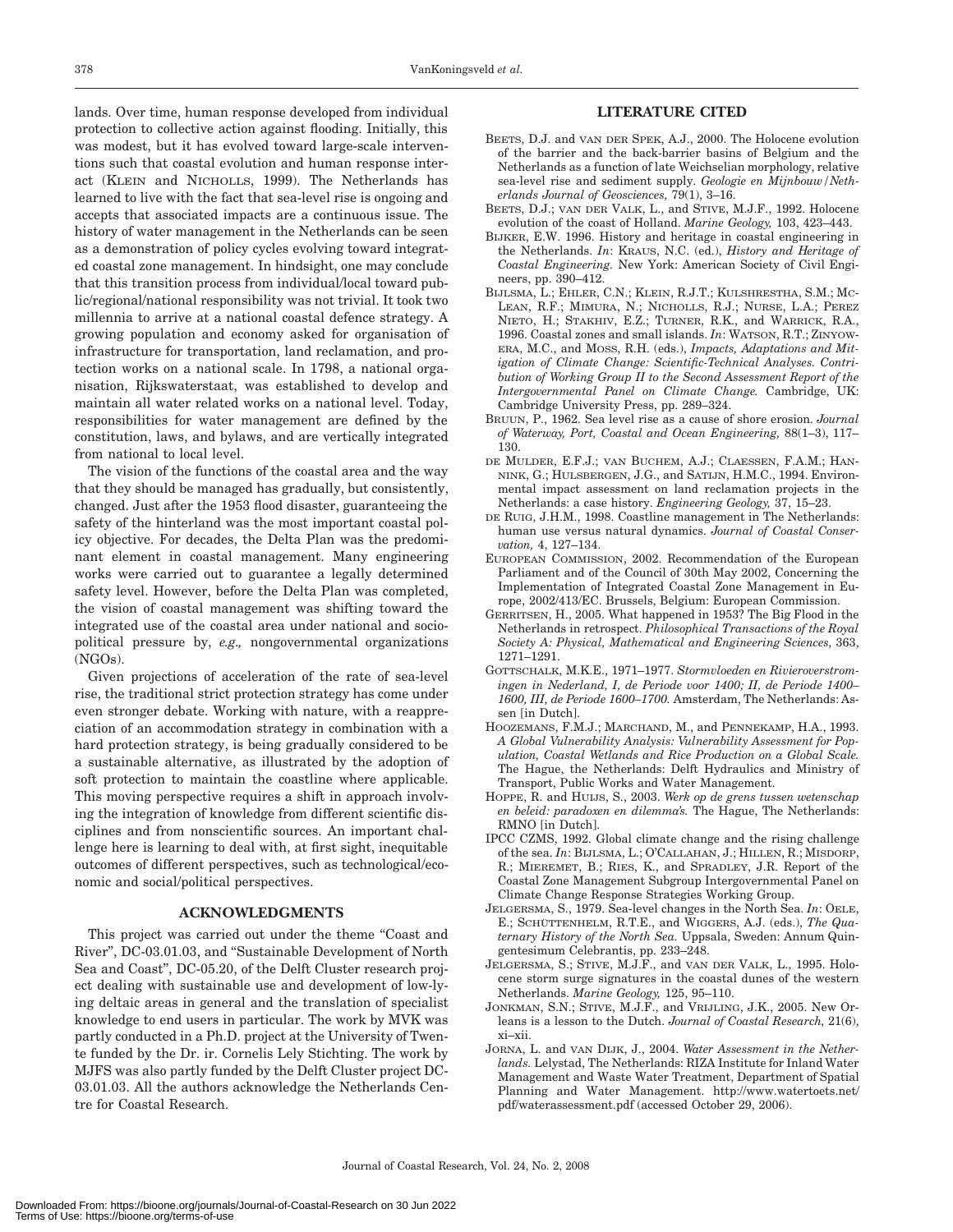lands. Over time, human response developed from individual protection to collective action against flooding. Initially, this was modest, but it has evolved toward large-scale interventions such that coastal evolution and human response interact (KLEIN and NICHOLLS, 1999). The Netherlands has learned to live with the fact that sea-level rise is ongoing and accepts that associated impacts are a continuous issue. The history of water management in the Netherlands can be seen as a demonstration of policy cycles evolving toward integrated coastal zone management. In hindsight, one may conclude that this transition process from individual/local toward public/regional/national responsibility was not trivial. It took two millennia to arrive at a national coastal defence strategy. A growing population and economy asked for organisation of infrastructure for transportation, land reclamation, and protection works on a national scale. In 1798, a national organisation, Rijkswaterstaat, was established to develop and maintain all water related works on a national level. Today, responsibilities for water management are defined by the constitution, laws, and bylaws, and are vertically integrated from national to local level.

The vision of the functions of the coastal area and the way that they should be managed has gradually, but consistently, changed. Just after the 1953 flood disaster, guaranteeing the safety of the hinterland was the most important coastal policy objective. For decades, the Delta Plan was the predominant element in coastal management. Many engineering works were carried out to guarantee a legally determined safety level. However, before the Delta Plan was completed, the vision of coastal management was shifting toward the integrated use of the coastal area under national and sociopolitical pressure by, *e.g.,* nongovernmental organizations (NGOs).

Given projections of acceleration of the rate of sea-level rise, the traditional strict protection strategy has come under even stronger debate. Working with nature, with a reappreciation of an accommodation strategy in combination with a hard protection strategy, is being gradually considered to be a sustainable alternative, as illustrated by the adoption of soft protection to maintain the coastline where applicable. This moving perspective requires a shift in approach involving the integration of knowledge from different scientific disciplines and from nonscientific sources. An important challenge here is learning to deal with, at first sight, inequitable outcomes of different perspectives, such as technological/economic and social/political perspectives.

## ACKNOWLEDGMENTS

This project was carried out under the theme "Coast and River", DC-03.01.03, and "Sustainable Development of North Sea and Coast", DC-05.20, of the Delft Cluster research project dealing with sustainable use and development of low-lying deltaic areas in general and the translation of specialist knowledge to end users in particular. The work by MVK was partly conducted in a Ph.D. project at the University of Twente funded by the Dr. ir. Cornelis Lely Stichting. The work by MJFS was also partly funded by the Delft Cluster project DC-03.01.03. All the authors acknowledge the Netherlands Centre for Coastal Research.

## LITERATURE CITED

BEETS, D.J. and VAN DER SPEK, A.J., 2000. The Holocene evolution of the barrier and the back-barrier basins of Belgium and the Netherlands as a function of late Weichselian morphology, relative sea-level rise and sediment supply. *Geologie en Mijnbouw/Netherlands Journal of Geosciences,* 79(1), 3–16.

BEETS, D.J.; VAN DER VALK, L., and STIVE, M.J.F., 1992. Holocene evolution of the coast of Holland. *Marine Geology,* 103, 423–443.

BIJKER, E.W. 1996. History and heritage in coastal engineering in the Netherlands. *In*: KRAUS, N.C. (ed.), *History and Heritage of Coastal Engineering.* New York: American Society of Civil Engineers, pp. 390–412.

BIJLSMA, L.; EHLER, C.N.; KLEIN, R.J.T.; KULSHRESTHA, S.M.; MCLEAN, R.F.; MIMURA, N.; NICHOLLS, R.J.; NURSE, L.A.; PEREZ NIETO, H.; STAKHIV, E.Z.; TURNER, R.K., and WARRICK, R.A., 1996. Coastal zones and small islands. *In*: WATSON, R.T.; ZINYOWERA, M.C., and MOSS, R.H. (eds.), *Impacts, Adaptations and Mitigation of Climate Change: Scientific-Technical Analyses. Contribution of Working Group II to the Second Assessment Report of the Intergovernmental Panel on Climate Change.* Cambridge, UK: Cambridge University Press, pp. 289–324.

BRUUN, P., 1962. Sea level rise as a cause of shore erosion. *Journal of Waterway, Port, Coastal and Ocean Engineering,* 88(1–3), 117–130.

DE MULDER, E.F.J.; VAN BUCHEM, A.J.; CLAESSEN, F.A.M.; HANNINK, G.; HULSBERGEN, J.G., and SATIJN, H.M.C., 1994. Environmental impact assessment on land reclamation projects in the Netherlands: a case history. *Engineering Geology,* 37, 15–23.

DE RUIG, J.H.M., 1998. Coastline management in The Netherlands: human use versus natural dynamics. *Journal of Coastal Conservation,* 4, 127–134.

EUROPEAN COMMISSION, 2002. Recommendation of the European Parliament and of the Council of 30th May 2002, Concerning the Implementation of Integrated Coastal Zone Management in Europe, 2002/413/EC. Brussels, Belgium: European Commission.

GERRITSEN, H., 2005. What happened in 1953? The Big Flood in the Netherlands in retrospect. *Philosophical Transactions of the Royal Society A: Physical, Mathematical and Engineering Sciences,* 363, 1271–1291.

GOTTSCHALK, M.K.E., 1971–1977. *Stormvloeden en Rivieroverstromingen in Nederland, I, de Periode voor 1400; II, de Periode 1400–1600, III, de Periode 1600–1700.* Amsterdam, The Netherlands: Assen [in Dutch].

HOOZEMANS, F.M.J.; MARCHAND, M., and PENNEKAMP, H.A., 1993. *A Global Vulnerability Analysis: Vulnerability Assessment for Population, Coastal Wetlands and Rice Production on a Global Scale.* The Hague, the Netherlands: Delft Hydraulics and Ministry of Transport, Public Works and Water Management.

HOPPE, R. and HUIJS, S., 2003. *Werk op de grens tussen wetenschap en beleid: paradoxen en dilemma's.* The Hague, The Netherlands: RMNO [in Dutch].

IPCC CZMS, 1992. Global climate change and the rising challenge of the sea. *In*: BIJLSMA, L.; O'CALLAHAN, J.; HILLEN, R.; MISDORP, R.; MIEREMET, B.; RIES, K., and SPRADLEY, J.R. Report of the Coastal Zone Management Subgroup Intergovernmental Panel on Climate Change Response Strategies Working Group.

JELGERSMA, S., 1979. Sea-level changes in the North Sea. *In*: OELE, E.; SCHÜTTENHELM, R.T.E., and WIGGERS, A.J. (eds.), *The Quaternary History of the North Sea.* Uppsala, Sweden: Annum Quingentesimum Celebrantis, pp. 233–248.

JELGERSMA, S.; STIVE, M.J.F., and VAN DER VALK, L., 1995. Holocene storm surge signatures in the coastal dunes of the western Netherlands. *Marine Geology,* 125, 95–110.

JONKMAN, S.N.; STIVE, M.J.F., and VRIJLING, J.K., 2005. New Orleans is a lesson to the Dutch. *Journal of Coastal Research,* 21(6), xi–xii.

JORNA, L. and VAN DIJK, J., 2004. *Water Assessment in the Netherlands.* Lelystad, The Netherlands: RIZA Institute for Inland Water Management and Waste Water Treatment, Department of Spatial Planning and Water Management. http://www.watertoets.net/pdf/waterassessment.pdf (accessed October 29, 2006).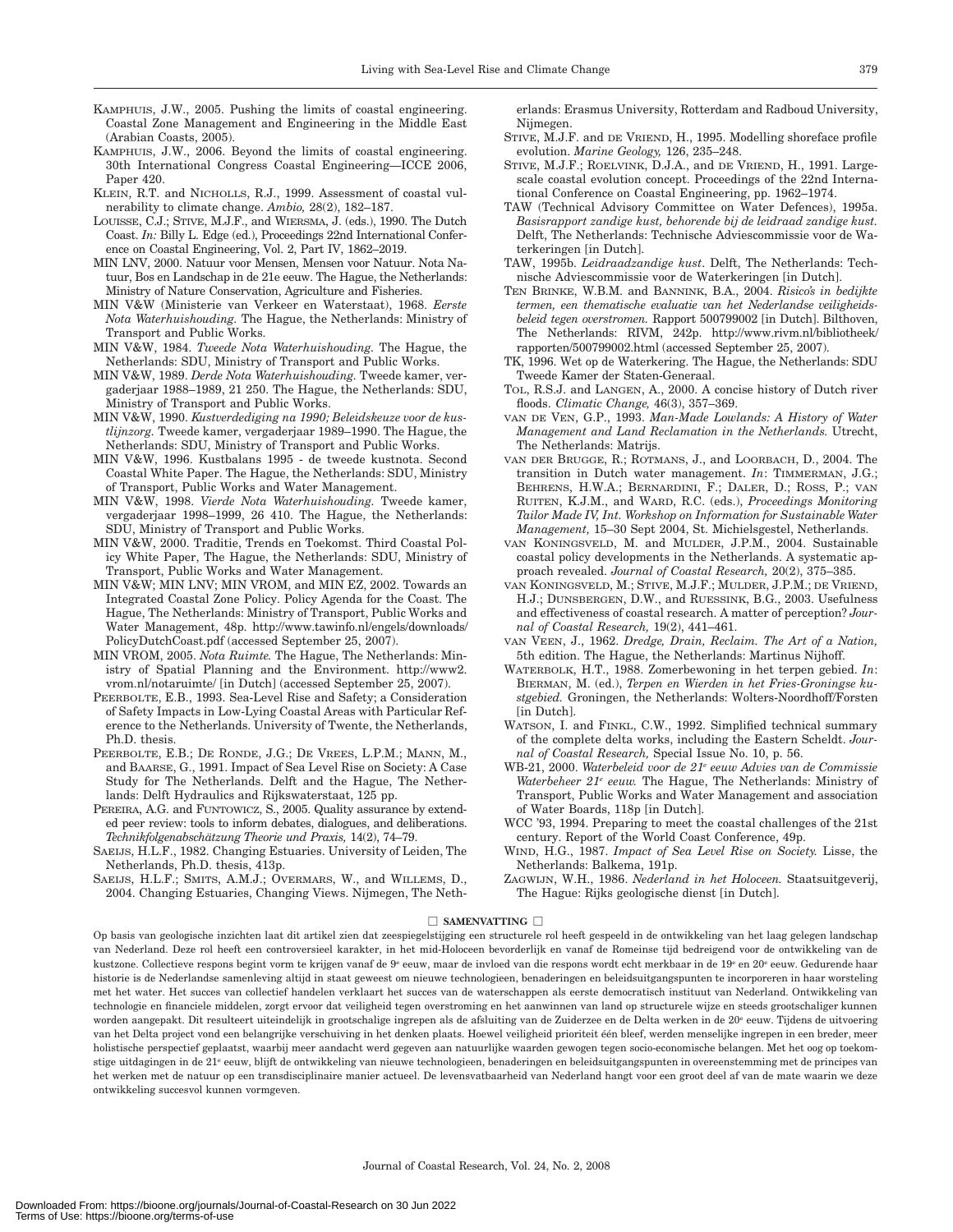KAMPHUIS, J.W., 2005. Pushing the limits of coastal engineering. Coastal Zone Management and Engineering in the Middle East (Arabian Coasts, 2005).

KAMPHUIS, J.W., 2006. Beyond the limits of coastal engineering. 30th International Congress Coastal Engineering—ICCE 2006, Paper 420.

KLEIN, R.T. and NICHOLLS, R.J., 1999. Assessment of coastal vulnerability to climate change. *Ambio,* 28(2), 182–187.

LOUISSE, C.J.; STIVE, M.J.F., and WIERSMA, J. (eds.), 1990. The Dutch Coast. *In:* Billy L. Edge (ed.), Proceedings 22nd International Conference on Coastal Engineering, Vol. 2, Part IV, 1862–2019.

MIN LNV, 2000. Natuur voor Mensen, Mensen voor Natuur. Nota Natuur, Bos en Landschap in de 21e eeuw. The Hague, the Netherlands: Ministry of Nature Conservation, Agriculture and Fisheries.

MIN V&W (Ministerie van Verkeer en Waterstaat), 1968. *Eerste Nota Waterhuishouding.* The Hague, the Netherlands: Ministry of Transport and Public Works.

MIN V&W, 1984. *Tweede Nota Waterhuishouding.* The Hague, the Netherlands: SDU, Ministry of Transport and Public Works.

MIN V&W, 1989. *Derde Nota Waterhuishouding.* Tweede kamer, vergaderjaar 1988–1989, 21 250. The Hague, the Netherlands: SDU, Ministry of Transport and Public Works.

MIN V&W, 1990. *Kustverdediging na 1990; Beleidskeuze voor de kustlijnzorg.* Tweede kamer, vergaderjaar 1989–1990. The Hague, the Netherlands: SDU, Ministry of Transport and Public Works.

MIN V&W, 1996. Kustbalans 1995 - de tweede kustnota. Second Coastal White Paper. The Hague, the Netherlands: SDU, Ministry of Transport, Public Works and Water Management.

MIN V&W, 1998. *Vierde Nota Waterhuishouding.* Tweede kamer, vergaderjaar 1998–1999, 26 410. The Hague, the Netherlands: SDU, Ministry of Transport and Public Works.

MIN V&W, 2000. Traditie, Trends en Toekomst. Third Coastal Policy White Paper, The Hague, the Netherlands: SDU, Ministry of Transport, Public Works and Water Management.

MIN V&W; MIN LNV; MIN VROM, and MIN EZ, 2002. Towards an Integrated Coastal Zone Policy. Policy Agenda for the Coast. The Hague, The Netherlands: Ministry of Transport, Public Works and Water Management, 48p. http://www.tawinfo.nl/engels/downloads/PolicyDutchCoast.pdf (accessed September 25, 2007).

MIN VROM, 2005. *Nota Ruimte.* The Hague, The Netherlands: Ministry of Spatial Planning and the Environment. http://www2.vrom.nl/notaruimte/ [in Dutch] (accessed September 25, 2007).

PEERBOLTE, E.B., 1993. Sea-Level Rise and Safety; a Consideration of Safety Impacts in Low-Lying Coastal Areas with Particular Reference to the Netherlands. University of Twente, the Netherlands, Ph.D. thesis.

PEERBOLTE, E.B.; DE RONDE, J.G.; DE VREES, L.P.M.; MANN, M., and BAARSE, G., 1991. Impact of Sea Level Rise on Society: A Case Study for The Netherlands. Delft and the Hague, The Netherlands: Delft Hydraulics and Rijkswaterstaat, 125 pp.

PEREIRA, A.G. and FUNTOWICZ, S., 2005. Quality assurance by extended peer review: tools to inform debates, dialogues, and deliberations. *Technikfolgenabschätzung Theorie und Praxis,* 14(2), 74–79.

SAEIJS, H.L.F., 1982. Changing Estuaries. University of Leiden, The Netherlands, Ph.D. thesis, 413p.

SAEIJS, H.L.F.; SMITS, A.M.J.; OVERMARS, W., and WILLEMS, D., 2004. Changing Estuaries, Changing Views. Nijmegen, The Netherlands: Erasmus University, Rotterdam and Radboud University, Nijmegen.

STIVE, M.J.F. and DE VRIEND, H., 1995. Modelling shoreface profile evolution. *Marine Geology,* 126, 235–248.

STIVE, M.J.F.; ROELVINK, D.J.A., and DE VRIEND, H., 1991. Large-scale coastal evolution concept. Proceedings of the 22nd International Conference on Coastal Engineering, pp. 1962–1974.

TAW (Technical Advisory Committee on Water Defences), 1995a. *Basisrapport zandige kust, behorende bij de leidraad zandige kust.* Delft, The Netherlands: Technische Adviescommissie voor de Waterkeringen [in Dutch].

TAW, 1995b. *Leidraadzandige kust*. Delft, The Netherlands: Technische Adviescommissie voor de Waterkeringen [in Dutch].

TEN BRINKE, W.B.M. and BANNINK, B.A., 2004. *Risico's in bedijkte termen, een thematische evaluatie van het Nederlandse veiligheidsbeleid tegen overstromen.* Rapport 500799002 [in Dutch]. Bilthoven, The Netherlands: RIVM, 242p. http://www.rivm.nl/bibliotheek/rapporten/500799002.html (accessed September 25, 2007).

TK, 1996. Wet op de Waterkering. The Hague, the Netherlands: SDU Tweede Kamer der Staten-Generaal.

TOL, R.S.J. and LANGEN, A., 2000. A concise history of Dutch river floods. *Climatic Change,* 46(3), 357–369.

VAN DE VEN, G.P., 1993. *Man-Made Lowlands: A History of Water Management and Land Reclamation in the Netherlands.* Utrecht, The Netherlands: Matrijs.

VAN DER BRUGGE, R.; ROTMANS, J., and LOORBACH, D., 2004. The transition in Dutch water management. *In*: TIMMERMAN, J.G.; BEHRENS, H.W.A.; BERNARDINI, F.; DALER, D.; ROSS, P.; VAN RUITEN, K.J.M., and WARD, R.C. (eds.), *Proceedings Monitoring Tailor Made IV, Int. Workshop on Information for Sustainable Water Management,* 15–30 Sept 2004, St. Michielsgestel, Netherlands.

VAN KONINGSVELD, M. and MULDER, J.P.M., 2004. Sustainable coastal policy developments in the Netherlands. A systematic approach revealed. *Journal of Coastal Research,* 20(2), 375–385.

VAN KONINGSVELD, M.; STIVE, M.J.F.; MULDER, J.P.M.; DE VRIEND, H.J.; DUNSBERGEN, D.W., and RUESSINK, B.G., 2003. Usefulness and effectiveness of coastal research. A matter of perception? *Journal of Coastal Research,* 19(2), 441–461.

VAN VEEN, J., 1962. *Dredge, Drain, Reclaim. The Art of a Nation,* 5th edition. The Hague, the Netherlands: Martinus Nijhoff.

WATERBOLK, H.T., 1988. Zomerbewoning in het terpen gebied. *In*: BIERMAN, M. (ed.), *Terpen en Wierden in het Fries-Groningse kustgebied.* Groningen, the Netherlands: Wolters-Noordhoff/Forsten [in Dutch].

WATSON, I. and FINKL, C.W., 1992. Simplified technical summary of the complete delta works, including the Eastern Scheldt. *Journal of Coastal Research,* Special Issue No. 10, p. 56.

WB-21, 2000. *Waterbeleid voor de 21e eeuw Advies van de Commissie Waterbeheer 21e eeuw.* The Hague, The Netherlands: Ministry of Transport, Public Works and Water Management and association of Water Boards, 118p [in Dutch].

WCC '93, 1994. Preparing to meet the coastal challenges of the 21st century. Report of the World Coast Conference, 49p.

WIND, H.G., 1987. *Impact of Sea Level Rise on Society.* Lisse, the Netherlands: Balkema, 191p.

ZAGWIJN, W.H., 1986. *Nederland in het Holoceen.* Staatsuitgeverij, The Hague: Rijks geologische dienst [in Dutch].

## □ SAMENVATTING □

Op basis van geologische inzichten laat dit artikel zien dat zeespiegelstijging een structurele rol heeft gespeeld in de ontwikkeling van het laag gelegen landschap van Nederland. Deze rol heeft een controversieel karakter, in het mid-Holoceen bevorderlijk en vanaf de Romeinse tijd bedreigend voor de ontwikkeling van de kustzone. Collectieve respons begint vorm te krijgen vanaf de 9e eeuw, maar de invloed van die respons wordt echt merkbaar in de 19e en 20e eeuw. Gedurende haar historie is de Nederlandse samenleving altijd in staat geweest om nieuwe technologieen, benaderingen en beleidsuitgangspunten te incorporeren in haar worsteling met het water. Het succes van collectief handelen verklaart het succes van de waterschappen als eerste democratisch instituut van Nederland. Ontwikkeling van technologie en financiele middelen, zorgt ervoor dat veiligheid tegen overstroming en het aanwinnen van land op structurele wijze en steeds grootschaliger kunnen worden aangepakt. Dit resulteert uiteindelijk in grootschalige ingrepen als de afsluiting van de Zuiderzee en de Delta werken in de 20e eeuw. Tijdens de uitvoering van het Delta project vond een belangrijke verschuiving in het denken plaats. Hoewel veiligheid prioriteit één bleef, werden menselijke ingrepen in een breder, meer holistische perspectief geplaatst, waarbij meer aandacht werd gegeven aan natuurlijke waarden gewogen tegen socio-economische belangen. Met het oog op toekomstige uitdagingen in de 21e eeuw, blijft de ontwikkeling van nieuwe technologieen, benaderingen en beleidsuitgangspunten in overeenstemming met de principes van het werken met de natuur op een transdisciplinaire manier actueel. De levensvatbaarheid van Nederland hangt voor een groot deel af van de mate waarin we deze ontwikkeling succesvol kunnen vormgeven.